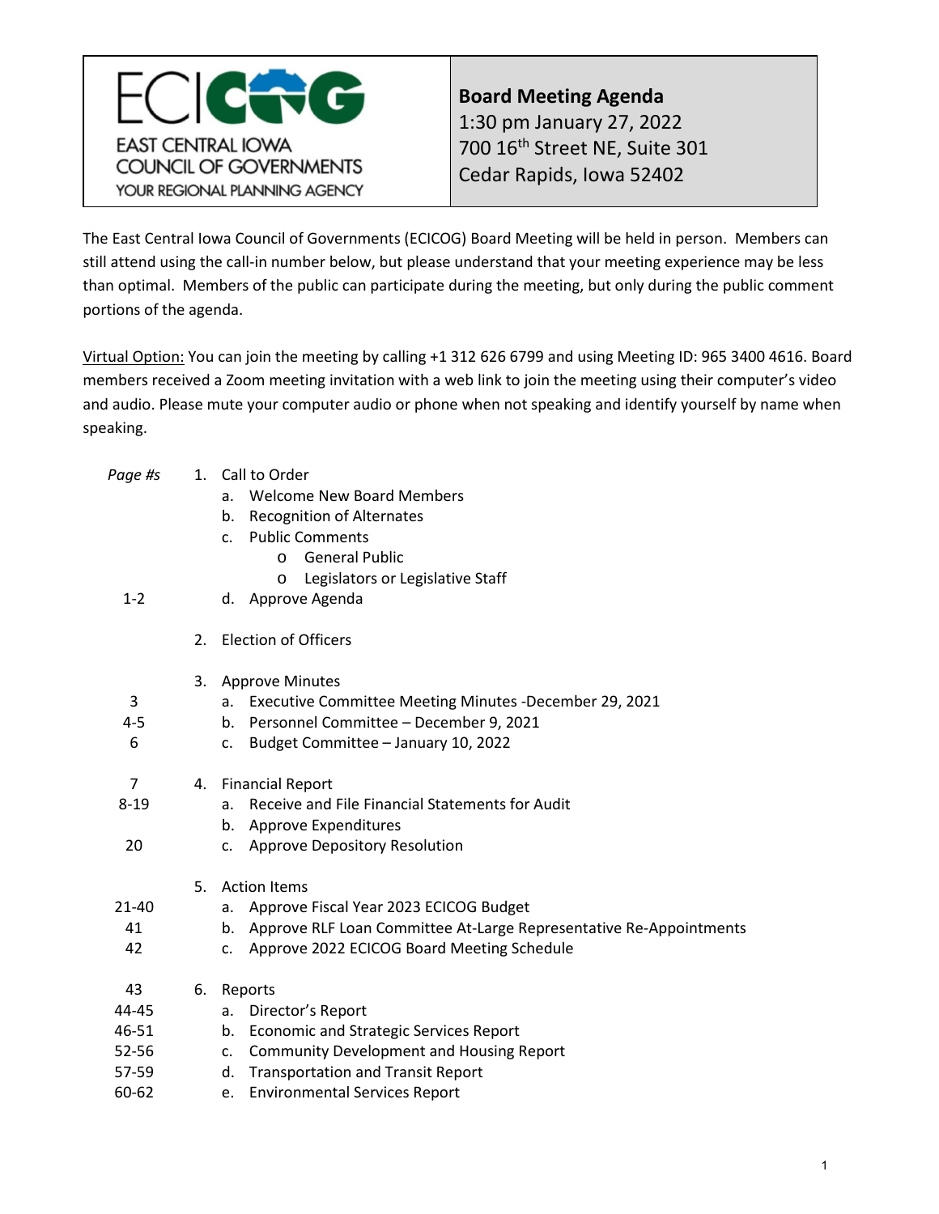**EAST CENTRAL IOWA COUNCIL OF GOVERNMENTS**
YOUR REGIONAL PLANNING AGENCY

**Board Meeting Agenda**
1:30 pm January 27, 2022
700 16th Street NE, Suite 301
Cedar Rapids, Iowa 52402

The East Central Iowa Council of Governments (ECICOG) Board Meeting will be held in person. Members can still attend using the call-in number below, but please understand that your meeting experience may be less than optimal. Members of the public can participate during the meeting, but only during the public comment portions of the agenda.

Virtual Option: You can join the meeting by calling +1 312 626 6799 and using Meeting ID: 965 3400 4616. Board members received a Zoom meeting invitation with a web link to join the meeting using their computer's video and audio. Please mute your computer audio or phone when not speaking and identify yourself by name when speaking.

| *Page #s* | Agenda Item |
|---|---|
| | 1. Call to Order |
| | a. Welcome New Board Members |
| | b. Recognition of Alternates |
| | c. Public Comments |
| | o General Public |
| | o Legislators or Legislative Staff |
| 1-2 | d. Approve Agenda |
| | 2. Election of Officers |
| | 3. Approve Minutes |
| 3 | a. Executive Committee Meeting Minutes -December 29, 2021 |
| 4-5 | b. Personnel Committee – December 9, 2021 |
| 6 | c. Budget Committee – January 10, 2022 |
| 7 | 4. Financial Report |
| 8-19 | a. Receive and File Financial Statements for Audit |
| | b. Approve Expenditures |
| 20 | c. Approve Depository Resolution |
| | 5. Action Items |
| 21-40 | a. Approve Fiscal Year 2023 ECICOG Budget |
| 41 | b. Approve RLF Loan Committee At-Large Representative Re-Appointments |
| 42 | c. Approve 2022 ECICOG Board Meeting Schedule |
| 43 | 6. Reports |
| 44-45 | a. Director's Report |
| 46-51 | b. Economic and Strategic Services Report |
| 52-56 | c. Community Development and Housing Report |
| 57-59 | d. Transportation and Transit Report |
| 60-62 | e. Environmental Services Report |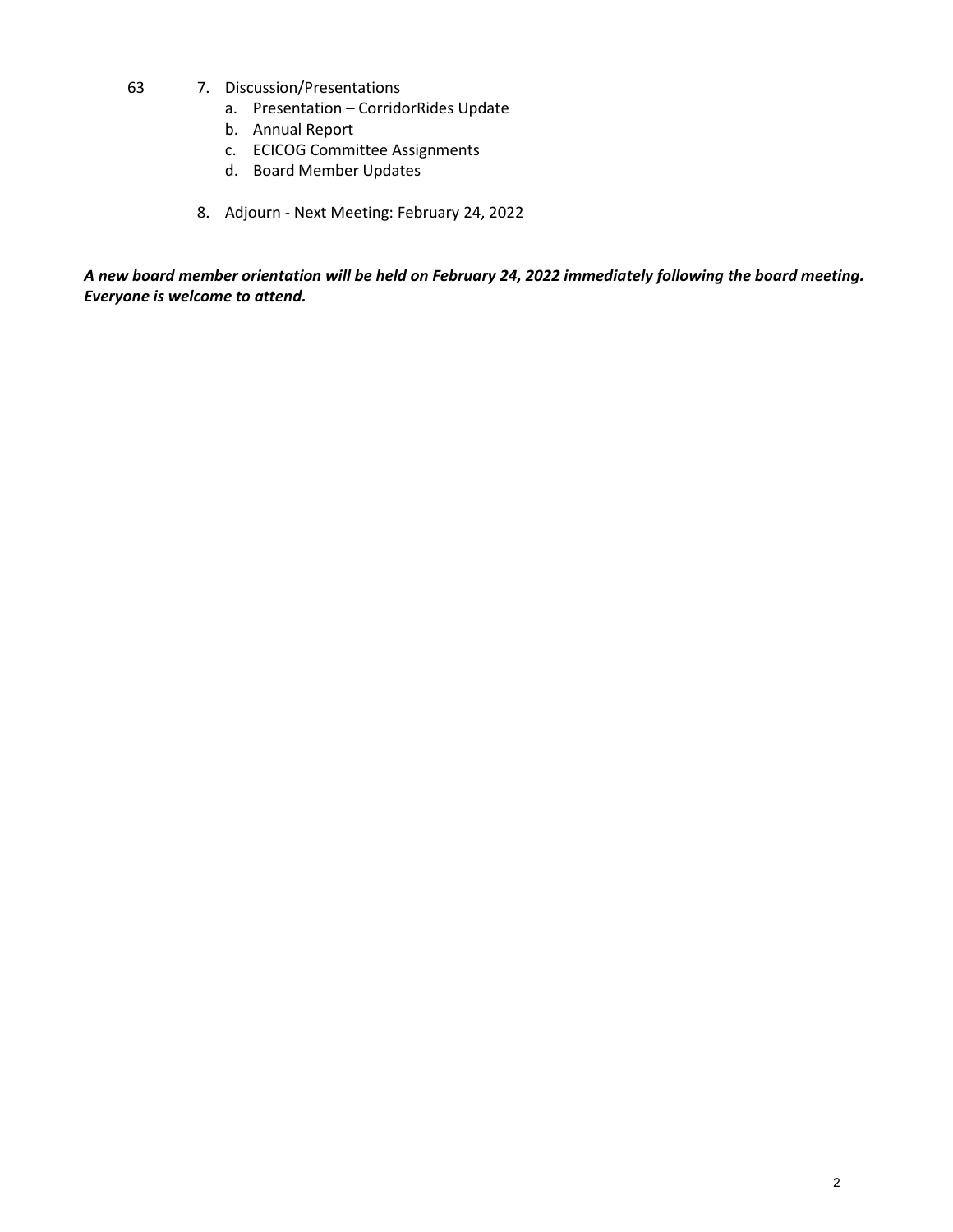63

7. Discussion/Presentations
   a. Presentation – CorridorRides Update
   b. Annual Report
   c. ECICOG Committee Assignments
   d. Board Member Updates

8. Adjourn - Next Meeting: February 24, 2022

***A new board member orientation will be held on February 24, 2022 immediately following the board meeting. Everyone is welcome to attend.***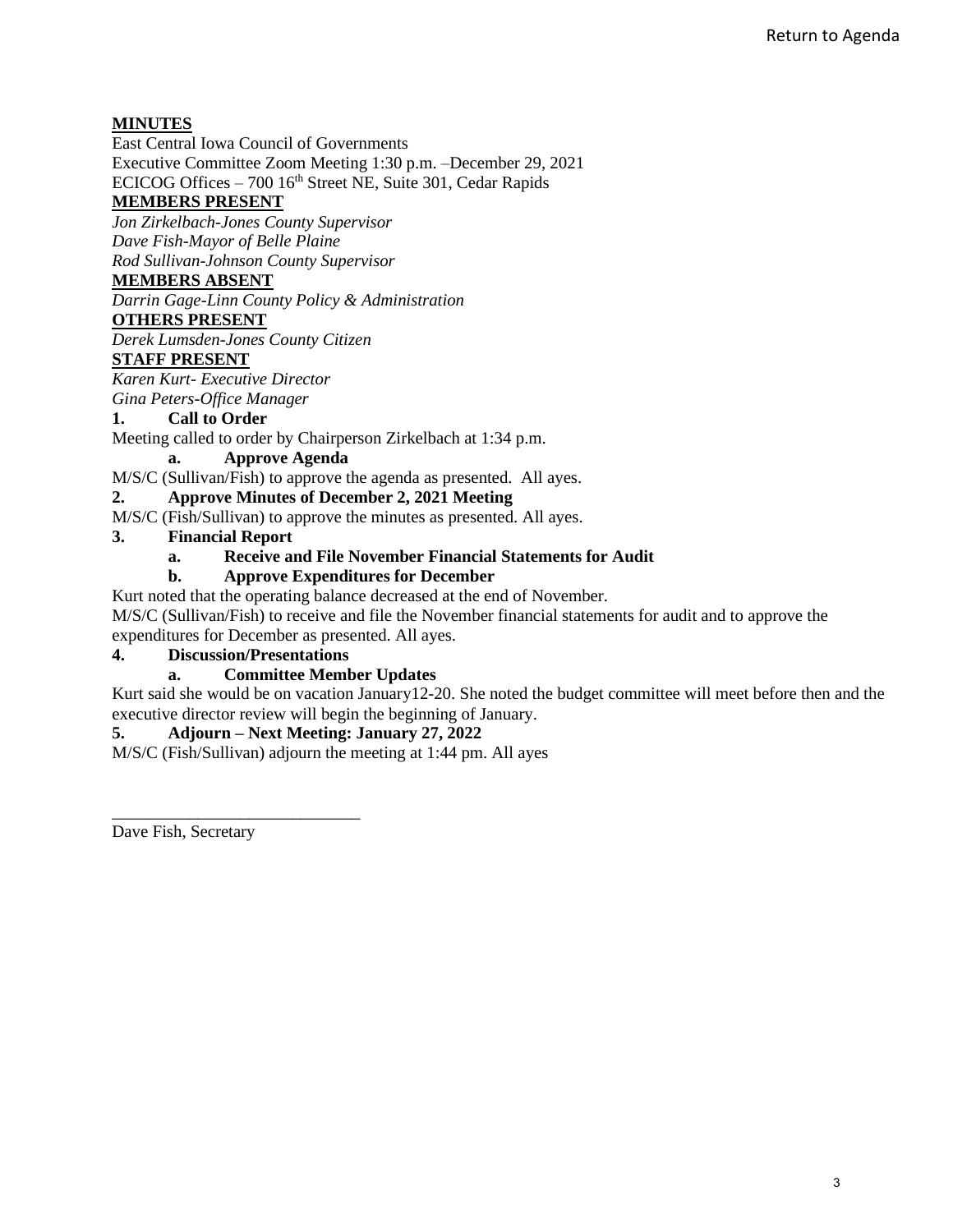Return to Agenda

**MINUTES**

East Central Iowa Council of Governments
Executive Committee Zoom Meeting 1:30 p.m. –December 29, 2021
ECICOG Offices – 700 16th Street NE, Suite 301, Cedar Rapids

**MEMBERS PRESENT**

*Jon Zirkelbach-Jones County Supervisor*
*Dave Fish-Mayor of Belle Plaine*
*Rod Sullivan-Johnson County Supervisor*

**MEMBERS ABSENT**

*Darrin Gage-Linn County Policy & Administration*

**OTHERS PRESENT**

*Derek Lumsden-Jones County Citizen*

**STAFF PRESENT**

*Karen Kurt- Executive Director*
*Gina Peters-Office Manager*

**1. Call to Order**

Meeting called to order by Chairperson Zirkelbach at 1:34 p.m.

**a. Approve Agenda**

M/S/C (Sullivan/Fish) to approve the agenda as presented. All ayes.

**2. Approve Minutes of December 2, 2021 Meeting**

M/S/C (Fish/Sullivan) to approve the minutes as presented. All ayes.

**3. Financial Report**

**a. Receive and File November Financial Statements for Audit**

**b. Approve Expenditures for December**

Kurt noted that the operating balance decreased at the end of November.
M/S/C (Sullivan/Fish) to receive and file the November financial statements for audit and to approve the expenditures for December as presented. All ayes.

**4. Discussion/Presentations**

**a. Committee Member Updates**

Kurt said she would be on vacation January12-20. She noted the budget committee will meet before then and the executive director review will begin the beginning of January.

**5. Adjourn – Next Meeting: January 27, 2022**

M/S/C (Fish/Sullivan) adjourn the meeting at 1:44 pm. All ayes

_____________________________
Dave Fish, Secretary